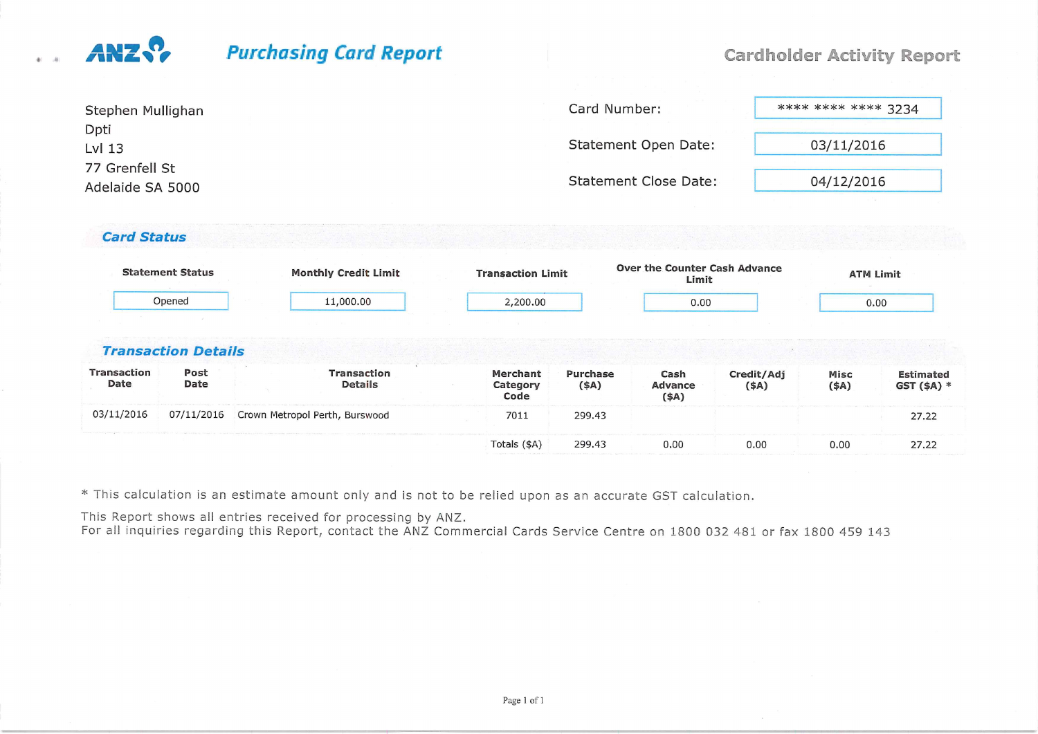# ANZ Purchasing Card Report

## Cardholder Activity Report

Stephen Mullighan
Dpti
Lvl 13
77 Grenfell St
Adelaide SA 5000

| | |
|---|---|
| Card Number: | **** **** **** 3234 |
| Statement Open Date: | 03/11/2016 |
| Statement Close Date: | 04/12/2016 |

## Card Status

| Statement Status | Monthly Credit Limit | Transaction Limit | Over the Counter Cash Advance Limit | ATM Limit |
|---|---|---|---|---|
| Opened | 11,000.00 | 2,200.00 | 0.00 | 0.00 |

## Transaction Details

| Transaction Date | Post Date | Transaction Details | Merchant Category Code | Purchase ($A) | Cash Advance ($A) | Credit/Adj ($A) | Misc ($A) | Estimated GST ($A) * |
|---|---|---|---|---|---|---|---|---|
| 03/11/2016 | 07/11/2016 | Crown Metropol Perth, Burswood | 7011 | 299.43 | | | | 27.22 |
| | | | Totals ($A) | 299.43 | 0.00 | 0.00 | 0.00 | 27.22 |

* This calculation is an estimate amount only and is not to be relied upon as an accurate GST calculation.

This Report shows all entries received for processing by ANZ.
For all inquiries regarding this Report, contact the ANZ Commercial Cards Service Centre on 1800 032 481 or fax 1800 459 143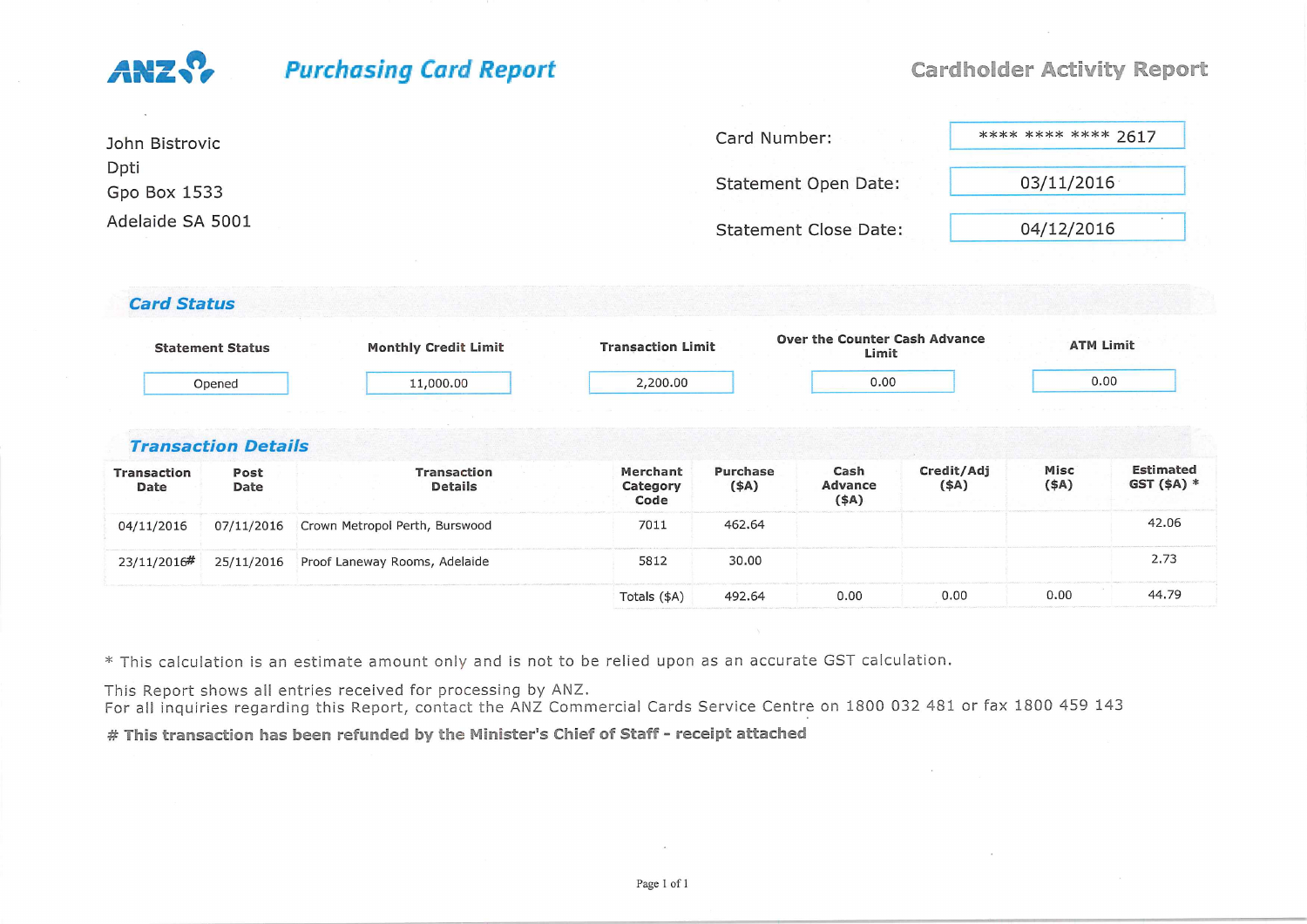**ANZ** *Purchasing Card Report* **Cardholder Activity Report**

John Bistrovic
Dpti
Gpo Box 1533
Adelaide SA 5001

| | |
|---|---|
| Card Number: | **** **** **** 2617 |
| Statement Open Date: | 03/11/2016 |
| Statement Close Date: | 04/12/2016 |

## Card Status

| Statement Status | Monthly Credit Limit | Transaction Limit | Over the Counter Cash Advance Limit | ATM Limit |
|---|---|---|---|---|
| Opened | 11,000.00 | 2,200.00 | 0.00 | 0.00 |

## Transaction Details

| Transaction Date | Post Date | Transaction Details | Merchant Category Code | Purchase ($A) | Cash Advance ($A) | Credit/Adj ($A) | Misc ($A) | Estimated GST ($A) * |
|---|---|---|---|---|---|---|---|---|
| 04/11/2016 | 07/11/2016 | Crown Metropol Perth, Burswood | 7011 | 462.64 | | | | 42.06 |
| 23/11/2016# | 25/11/2016 | Proof Laneway Rooms, Adelaide | 5812 | 30.00 | | | | 2.73 |
| | | | Totals ($A) | 492.64 | 0.00 | 0.00 | 0.00 | 44.79 |

* This calculation is an estimate amount only and is not to be relied upon as an accurate GST calculation.

This Report shows all entries received for processing by ANZ.
For all inquiries regarding this Report, contact the ANZ Commercial Cards Service Centre on 1800 032 481 or fax 1800 459 143

**# This transaction has been refunded by the Minister's Chief of Staff - receipt attached**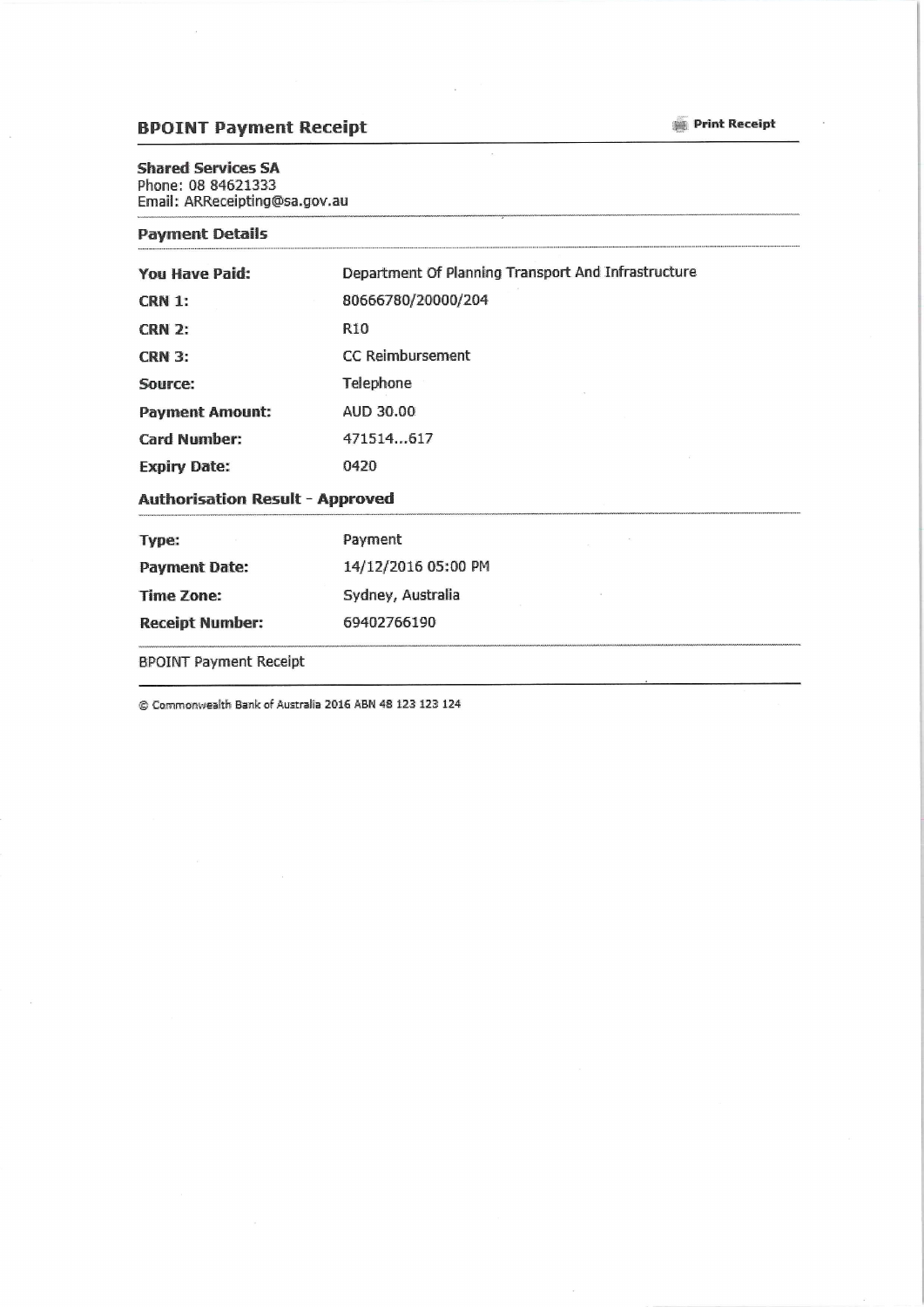## BPOINT Payment Receipt

Print Receipt

**Shared Services SA**
Phone: 08 84621333
Email: ARReceipting@sa.gov.au

### Payment Details

| | |
|---|---|
| **You Have Paid:** | Department Of Planning Transport And Infrastructure |
| **CRN 1:** | 80666780/20000/204 |
| **CRN 2:** | R10 |
| **CRN 3:** | CC Reimbursement |
| **Source:** | Telephone |
| **Payment Amount:** | AUD 30.00 |
| **Card Number:** | 471514...617 |
| **Expiry Date:** | 0420 |

### Authorisation Result - Approved

| | |
|---|---|
| **Type:** | Payment |
| **Payment Date:** | 14/12/2016 05:00 PM |
| **Time Zone:** | Sydney, Australia |
| **Receipt Number:** | 69402766190 |

BPOINT Payment Receipt

© Commonwealth Bank of Australia 2016 ABN 48 123 123 124